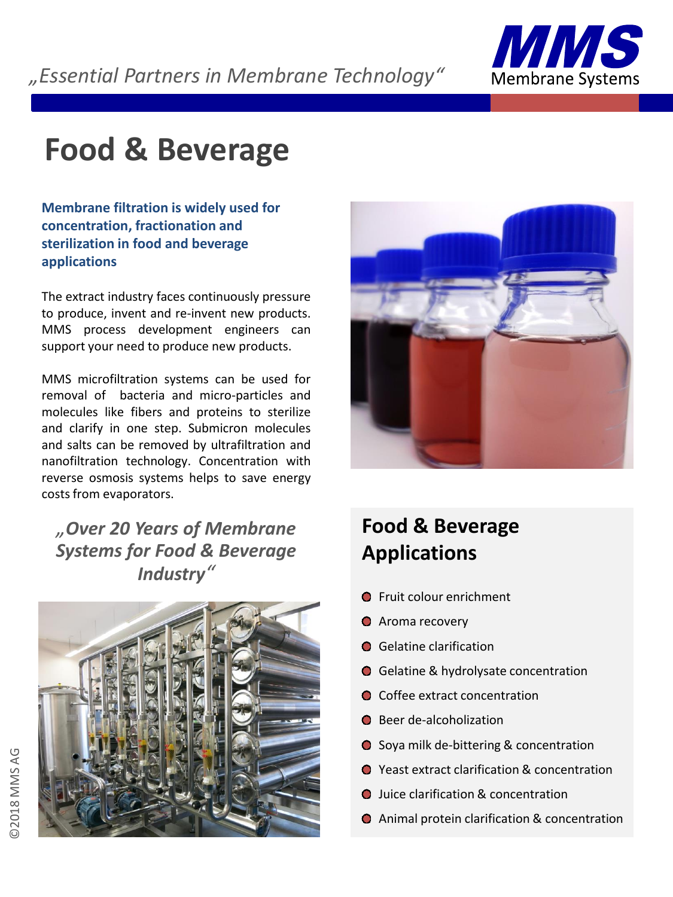„Essential Partners in Membrane Technology"

**MMS** Membrane Systems

# Food & Beverage

**Membrane filtration is widely used for concentration, fractionation and sterilization in food and beverage applications**

The extract industry faces continuously pressure to produce, invent and re-invent new products. MMS process development engineers can support your need to produce new products.

MMS microfiltration systems can be used for removal of bacteria and micro-particles and molecules like fibers and proteins to sterilize and clarify in one step. Submicron molecules and salts can be removed by ultrafiltration and nanofiltration technology. Concentration with reverse osmosis systems helps to save energy costs from evaporators.

***„Over 20 Years of Membrane Systems for Food & Beverage Industry"***

## Food & Beverage Applications

- Fruit colour enrichment
- Aroma recovery
- Gelatine clarification
- Gelatine & hydrolysate concentration
- Coffee extract concentration
- Beer de-alcoholization
- Soya milk de-bittering & concentration
- Yeast extract clarification & concentration
- Juice clarification & concentration
- Animal protein clarification & concentration

©2018 MMS AG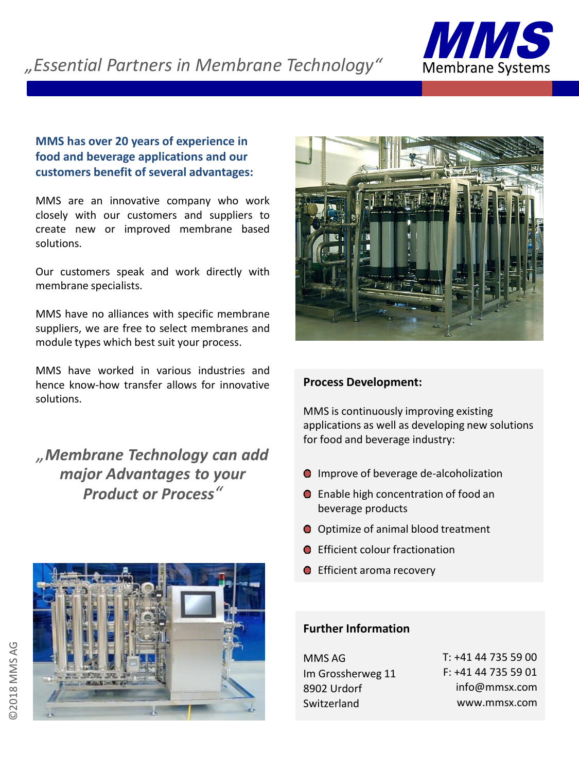*„Essential Partners in Membrane Technology“*

**MMS**
Membrane Systems

**MMS has over 20 years of experience in food and beverage applications and our customers benefit of several advantages:**

MMS are an innovative company who work closely with our customers and suppliers to create new or improved membrane based solutions.

Our customers speak and work directly with membrane specialists.

MMS have no alliances with specific membrane suppliers, we are free to select membranes and module types which best suit your process.

MMS have worked in various industries and hence know-how transfer allows for innovative solutions.

***„Membrane Technology can add major Advantages to your Product or Process“***

**Process Development:**

MMS is continuously improving existing applications as well as developing new solutions for food and beverage industry:

- Improve of beverage de-alcoholization
- Enable high concentration of food an beverage products
- Optimize of animal blood treatment
- Efficient colour fractionation
- Efficient aroma recovery

**Further Information**

MMS AG
Im Grossherweg 11
8902 Urdorf
Switzerland

T: +41 44 735 59 00
F: +41 44 735 59 01
info@mmsx.com
www.mmsx.com

©2018 MMS AG